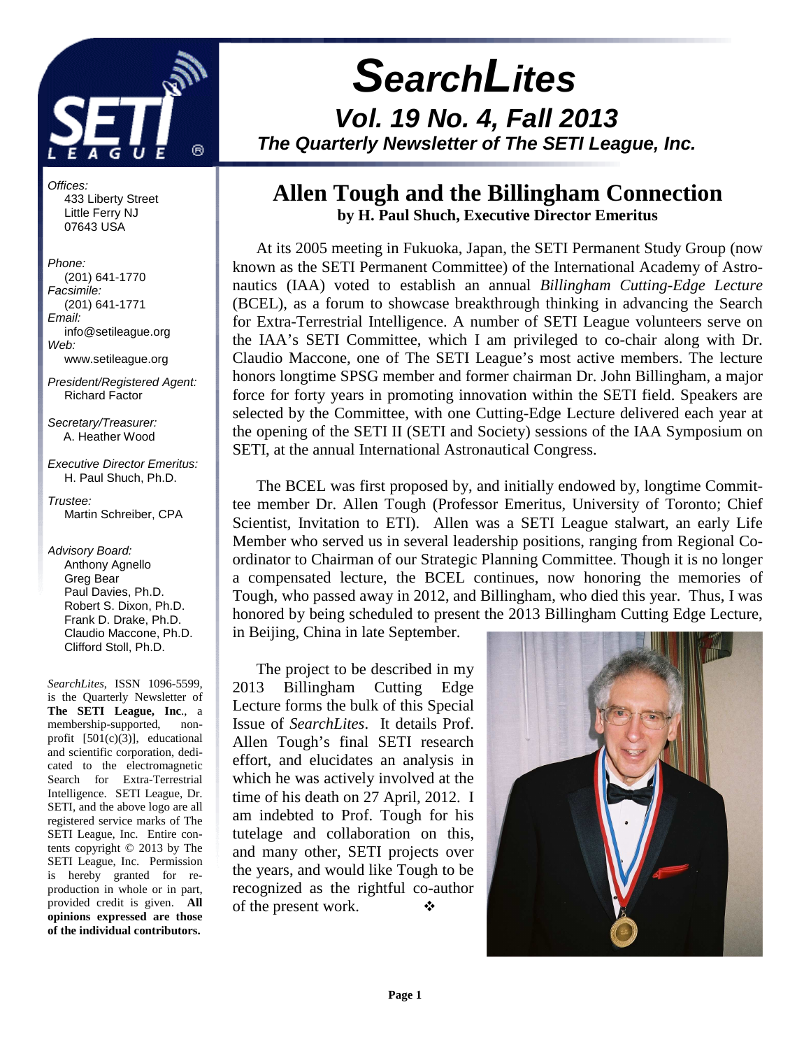# *SearchLites*

## *Vol. 19 No. 4, Fall 2013*

***The Quarterly Newsletter of The SETI League, Inc.***

*Offices:*
433 Liberty Street
Little Ferry NJ
07643 USA

*Phone:*
(201) 641-1770
*Facsimile:*
(201) 641-1771
*Email:*
info@setileague.org
*Web:*
www.setileague.org

*President/Registered Agent:*
Richard Factor

*Secretary/Treasurer:*
A. Heather Wood

*Executive Director Emeritus:*
H. Paul Shuch, Ph.D.

*Trustee:*
Martin Schreiber, CPA

*Advisory Board:*
Anthony Agnello
Greg Bear
Paul Davies, Ph.D.
Robert S. Dixon, Ph.D.
Frank D. Drake, Ph.D.
Claudio Maccone, Ph.D.
Clifford Stoll, Ph.D.

*SearchLites*, ISSN 1096-5599, is the Quarterly Newsletter of **The SETI League, Inc**., a membership-supported, non-profit [501(c)(3)], educational and scientific corporation, dedicated to the electromagnetic Search for Extra-Terrestrial Intelligence. SETI League, Dr. SETI, and the above logo are all registered service marks of The SETI League, Inc. Entire contents copyright © 2013 by The SETI League, Inc. Permission is hereby granted for reproduction in whole or in part, provided credit is given. **All opinions expressed are those of the individual contributors.**

# Allen Tough and the Billingham Connection

**by H. Paul Shuch, Executive Director Emeritus**

At its 2005 meeting in Fukuoka, Japan, the SETI Permanent Study Group (now known as the SETI Permanent Committee) of the International Academy of Astronautics (IAA) voted to establish an annual *Billingham Cutting-Edge Lecture* (BCEL), as a forum to showcase breakthrough thinking in advancing the Search for Extra-Terrestrial Intelligence. A number of SETI League volunteers serve on the IAA's SETI Committee, which I am privileged to co-chair along with Dr. Claudio Maccone, one of The SETI League's most active members. The lecture honors longtime SPSG member and former chairman Dr. John Billingham, a major force for forty years in promoting innovation within the SETI field. Speakers are selected by the Committee, with one Cutting-Edge Lecture delivered each year at the opening of the SETI II (SETI and Society) sessions of the IAA Symposium on SETI, at the annual International Astronautical Congress.

The BCEL was first proposed by, and initially endowed by, longtime Committee member Dr. Allen Tough (Professor Emeritus, University of Toronto; Chief Scientist, Invitation to ETI). Allen was a SETI League stalwart, an early Life Member who served us in several leadership positions, ranging from Regional Coordinator to Chairman of our Strategic Planning Committee. Though it is no longer a compensated lecture, the BCEL continues, now honoring the memories of Tough, who passed away in 2012, and Billingham, who died this year. Thus, I was honored by being scheduled to present the 2013 Billingham Cutting Edge Lecture, in Beijing, China in late September.

The project to be described in my 2013 Billingham Cutting Edge Lecture forms the bulk of this Special Issue of *SearchLites*. It details Prof. Allen Tough's final SETI research effort, and elucidates an analysis in which he was actively involved at the time of his death on 27 April, 2012. I am indebted to Prof. Tough for his tutelage and collaboration on this, and many other, SETI projects over the years, and would like Tough to be recognized as the rightful co-author of the present work. ❖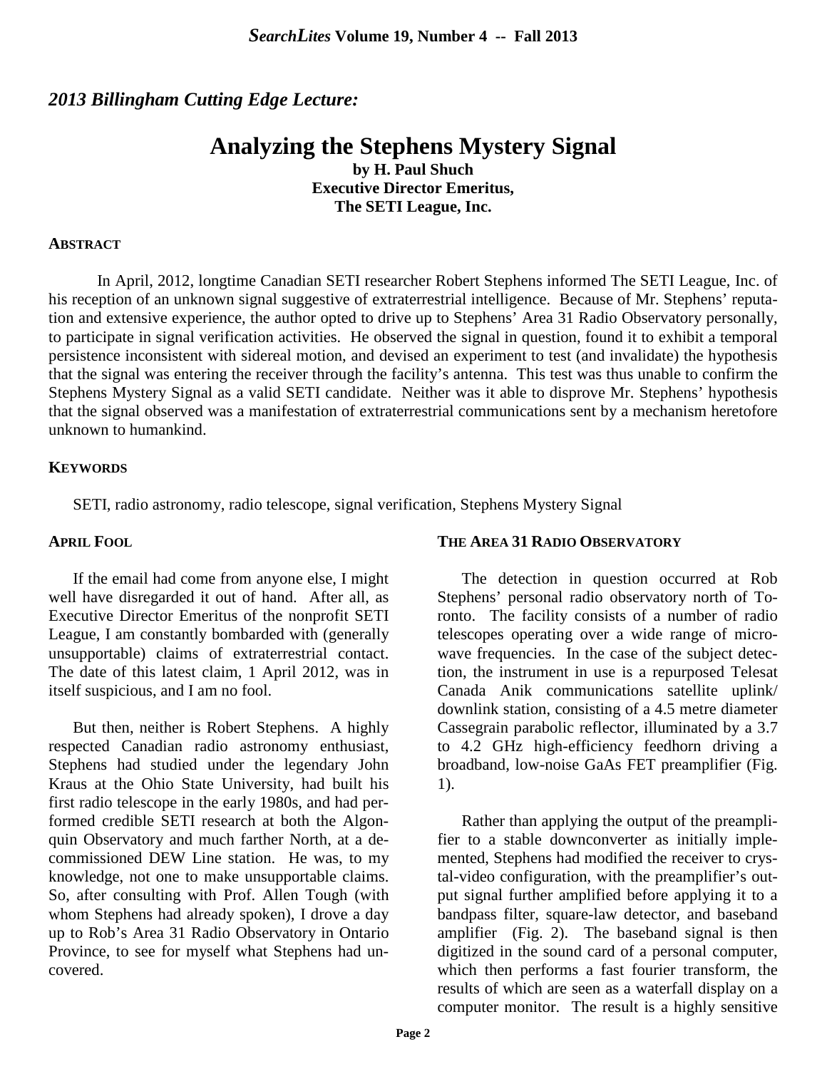## *2013 Billingham Cutting Edge Lecture:*

# Analyzing the Stephens Mystery Signal

**by H. Paul Shuch**
**Executive Director Emeritus,**
**The SETI League, Inc.**

### ABSTRACT

In April, 2012, longtime Canadian SETI researcher Robert Stephens informed The SETI League, Inc. of his reception of an unknown signal suggestive of extraterrestrial intelligence. Because of Mr. Stephens' reputation and extensive experience, the author opted to drive up to Stephens' Area 31 Radio Observatory personally, to participate in signal verification activities. He observed the signal in question, found it to exhibit a temporal persistence inconsistent with sidereal motion, and devised an experiment to test (and invalidate) the hypothesis that the signal was entering the receiver through the facility's antenna. This test was thus unable to confirm the Stephens Mystery Signal as a valid SETI candidate. Neither was it able to disprove Mr. Stephens' hypothesis that the signal observed was a manifestation of extraterrestrial communications sent by a mechanism heretofore unknown to humankind.

### KEYWORDS

SETI, radio astronomy, radio telescope, signal verification, Stephens Mystery Signal

### APRIL FOOL

If the email had come from anyone else, I might well have disregarded it out of hand. After all, as Executive Director Emeritus of the nonprofit SETI League, I am constantly bombarded with (generally unsupportable) claims of extraterrestrial contact. The date of this latest claim, 1 April 2012, was in itself suspicious, and I am no fool.

But then, neither is Robert Stephens. A highly respected Canadian radio astronomy enthusiast, Stephens had studied under the legendary John Kraus at the Ohio State University, had built his first radio telescope in the early 1980s, and had performed credible SETI research at both the Algonquin Observatory and much farther North, at a decommissioned DEW Line station. He was, to my knowledge, not one to make unsupportable claims. So, after consulting with Prof. Allen Tough (with whom Stephens had already spoken), I drove a day up to Rob's Area 31 Radio Observatory in Ontario Province, to see for myself what Stephens had uncovered.

### THE AREA 31 RADIO OBSERVATORY

The detection in question occurred at Rob Stephens' personal radio observatory north of Toronto. The facility consists of a number of radio telescopes operating over a wide range of microwave frequencies. In the case of the subject detection, the instrument in use is a repurposed Telesat Canada Anik communications satellite uplink/downlink station, consisting of a 4.5 metre diameter Cassegrain parabolic reflector, illuminated by a 3.7 to 4.2 GHz high-efficiency feedhorn driving a broadband, low-noise GaAs FET preamplifier (Fig. 1).

Rather than applying the output of the preamplifier to a stable downconverter as initially implemented, Stephens had modified the receiver to crystal-video configuration, with the preamplifier's output signal further amplified before applying it to a bandpass filter, square-law detector, and baseband amplifier (Fig. 2). The baseband signal is then digitized in the sound card of a personal computer, which then performs a fast fourier transform, the results of which are seen as a waterfall display on a computer monitor. The result is a highly sensitive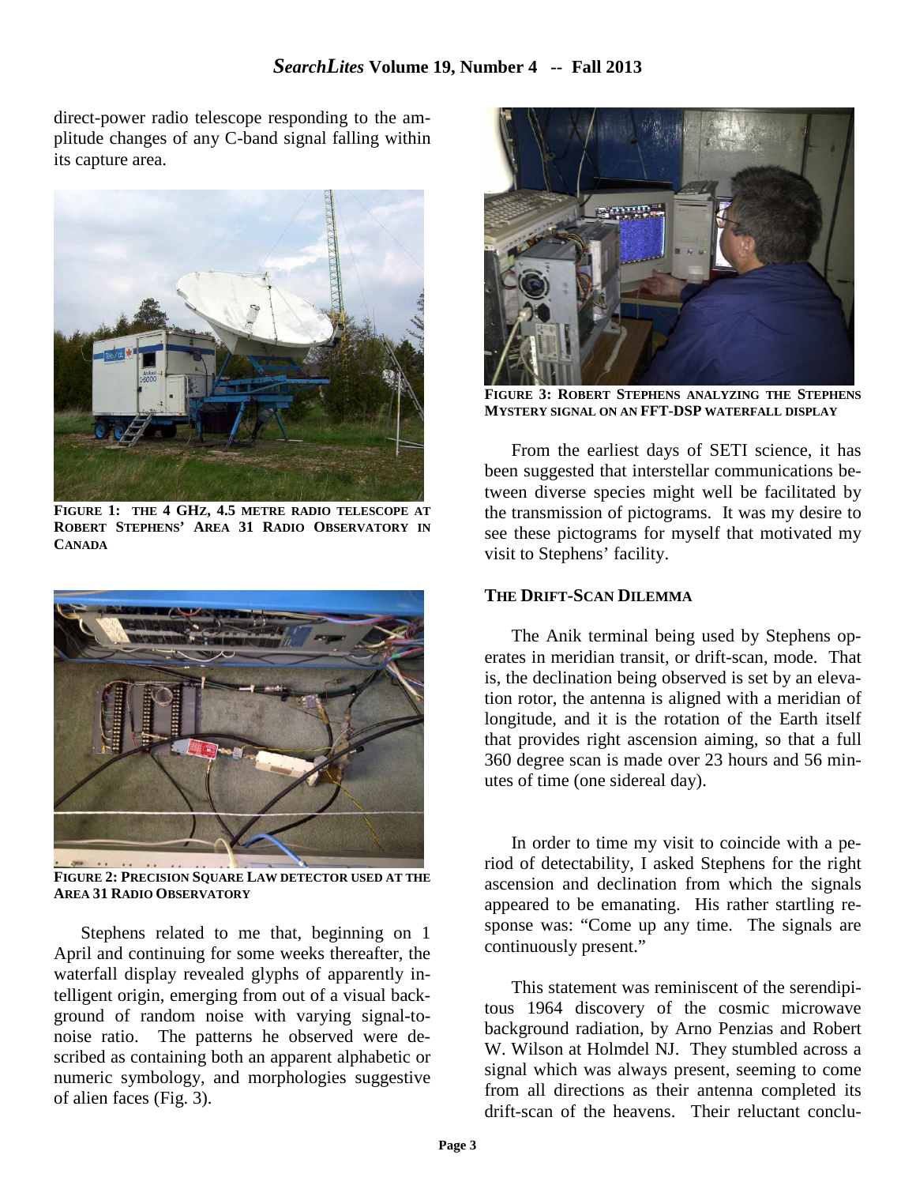direct-power radio telescope responding to the amplitude changes of any C-band signal falling within its capture area.

**FIGURE 1: THE 4 GHZ, 4.5 METRE RADIO TELESCOPE AT ROBERT STEPHENS' AREA 31 RADIO OBSERVATORY IN CANADA**

**FIGURE 2: PRECISION SQUARE LAW DETECTOR USED AT THE AREA 31 RADIO OBSERVATORY**

Stephens related to me that, beginning on 1 April and continuing for some weeks thereafter, the waterfall display revealed glyphs of apparently intelligent origin, emerging from out of a visual background of random noise with varying signal-to-noise ratio. The patterns he observed were described as containing both an apparent alphabetic or numeric symbology, and morphologies suggestive of alien faces (Fig. 3).

**FIGURE 3: ROBERT STEPHENS ANALYZING THE STEPHENS MYSTERY SIGNAL ON AN FFT-DSP WATERFALL DISPLAY**

From the earliest days of SETI science, it has been suggested that interstellar communications between diverse species might well be facilitated by the transmission of pictograms. It was my desire to see these pictograms for myself that motivated my visit to Stephens' facility.

### THE DRIFT-SCAN DILEMMA

The Anik terminal being used by Stephens operates in meridian transit, or drift-scan, mode. That is, the declination being observed is set by an elevation rotor, the antenna is aligned with a meridian of longitude, and it is the rotation of the Earth itself that provides right ascension aiming, so that a full 360 degree scan is made over 23 hours and 56 minutes of time (one sidereal day).

In order to time my visit to coincide with a period of detectability, I asked Stephens for the right ascension and declination from which the signals appeared to be emanating. His rather startling response was: "Come up any time. The signals are continuously present."

This statement was reminiscent of the serendipitous 1964 discovery of the cosmic microwave background radiation, by Arno Penzias and Robert W. Wilson at Holmdel NJ. They stumbled across a signal which was always present, seeming to come from all directions as their antenna completed its drift-scan of the heavens. Their reluctant conclu-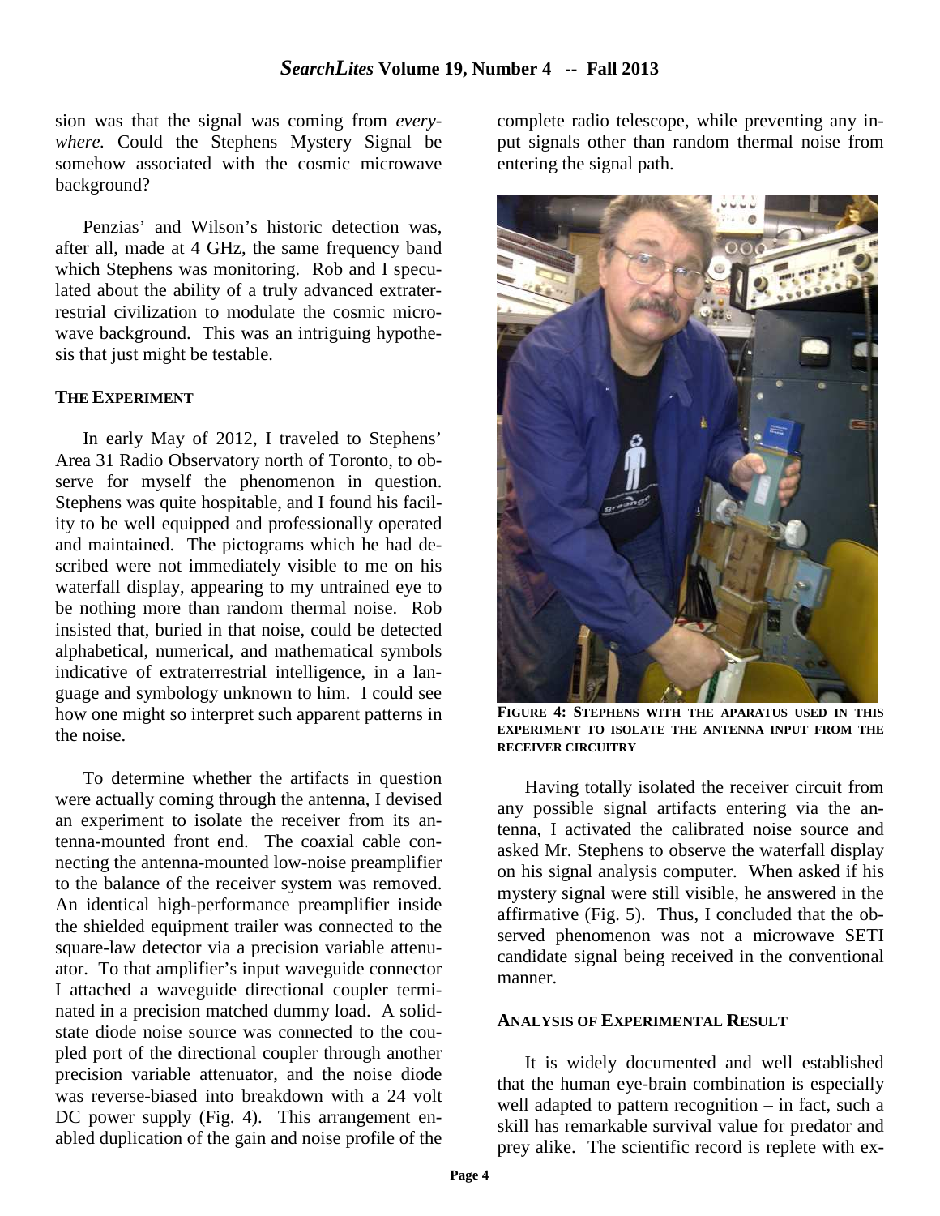sion was that the signal was coming from *everywhere.* Could the Stephens Mystery Signal be somehow associated with the cosmic microwave background?

Penzias' and Wilson's historic detection was, after all, made at 4 GHz, the same frequency band which Stephens was monitoring. Rob and I speculated about the ability of a truly advanced extraterrestrial civilization to modulate the cosmic microwave background. This was an intriguing hypothesis that just might be testable.

## THE EXPERIMENT

In early May of 2012, I traveled to Stephens' Area 31 Radio Observatory north of Toronto, to observe for myself the phenomenon in question. Stephens was quite hospitable, and I found his facility to be well equipped and professionally operated and maintained. The pictograms which he had described were not immediately visible to me on his waterfall display, appearing to my untrained eye to be nothing more than random thermal noise. Rob insisted that, buried in that noise, could be detected alphabetical, numerical, and mathematical symbols indicative of extraterrestrial intelligence, in a language and symbology unknown to him. I could see how one might so interpret such apparent patterns in the noise.

To determine whether the artifacts in question were actually coming through the antenna, I devised an experiment to isolate the receiver from its antenna-mounted front end. The coaxial cable connecting the antenna-mounted low-noise preamplifier to the balance of the receiver system was removed. An identical high-performance preamplifier inside the shielded equipment trailer was connected to the square-law detector via a precision variable attenuator. To that amplifier's input waveguide connector I attached a waveguide directional coupler terminated in a precision matched dummy load. A solid-state diode noise source was connected to the coupled port of the directional coupler through another precision variable attenuator, and the noise diode was reverse-biased into breakdown with a 24 volt DC power supply (Fig. 4). This arrangement enabled duplication of the gain and noise profile of the complete radio telescope, while preventing any input signals other than random thermal noise from entering the signal path.

**FIGURE 4: STEPHENS WITH THE APARATUS USED IN THIS EXPERIMENT TO ISOLATE THE ANTENNA INPUT FROM THE RECEIVER CIRCUITRY**

Having totally isolated the receiver circuit from any possible signal artifacts entering via the antenna, I activated the calibrated noise source and asked Mr. Stephens to observe the waterfall display on his signal analysis computer. When asked if his mystery signal were still visible, he answered in the affirmative (Fig. 5). Thus, I concluded that the observed phenomenon was not a microwave SETI candidate signal being received in the conventional manner.

## ANALYSIS OF EXPERIMENTAL RESULT

It is widely documented and well established that the human eye-brain combination is especially well adapted to pattern recognition – in fact, such a skill has remarkable survival value for predator and prey alike. The scientific record is replete with ex-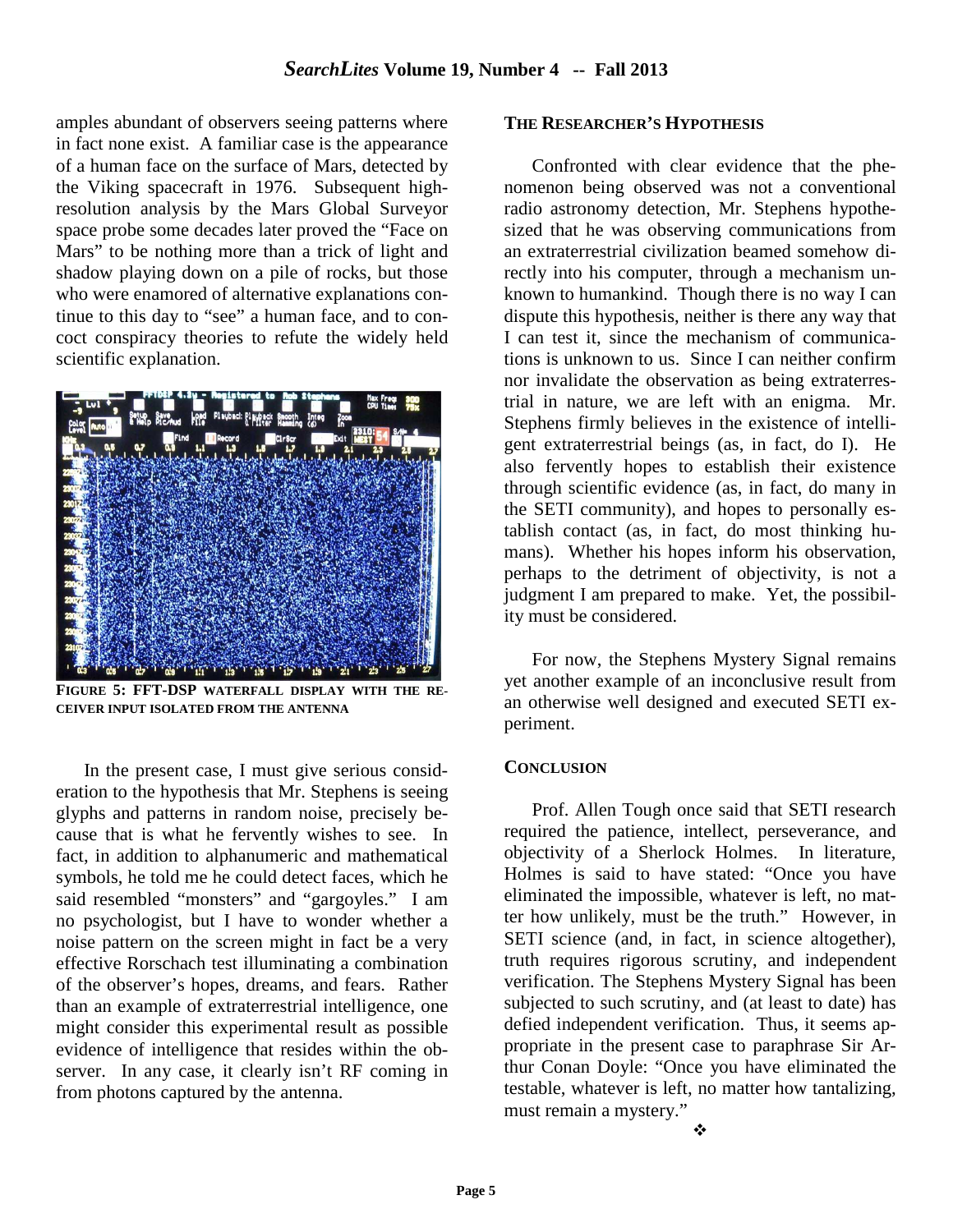amples abundant of observers seeing patterns where in fact none exist. A familiar case is the appearance of a human face on the surface of Mars, detected by the Viking spacecraft in 1976. Subsequent high-resolution analysis by the Mars Global Surveyor space probe some decades later proved the "Face on Mars" to be nothing more than a trick of light and shadow playing down on a pile of rocks, but those who were enamored of alternative explanations continue to this day to "see" a human face, and to concoct conspiracy theories to refute the widely held scientific explanation.

**FIGURE 5: FFT-DSP WATERFALL DISPLAY WITH THE RECEIVER INPUT ISOLATED FROM THE ANTENNA**

In the present case, I must give serious consideration to the hypothesis that Mr. Stephens is seeing glyphs and patterns in random noise, precisely because that is what he fervently wishes to see. In fact, in addition to alphanumeric and mathematical symbols, he told me he could detect faces, which he said resembled "monsters" and "gargoyles." I am no psychologist, but I have to wonder whether a noise pattern on the screen might in fact be a very effective Rorschach test illuminating a combination of the observer's hopes, dreams, and fears. Rather than an example of extraterrestrial intelligence, one might consider this experimental result as possible evidence of intelligence that resides within the observer. In any case, it clearly isn't RF coming in from photons captured by the antenna.

### THE RESEARCHER'S HYPOTHESIS

Confronted with clear evidence that the phenomenon being observed was not a conventional radio astronomy detection, Mr. Stephens hypothesized that he was observing communications from an extraterrestrial civilization beamed somehow directly into his computer, through a mechanism unknown to humankind. Though there is no way I can dispute this hypothesis, neither is there any way that I can test it, since the mechanism of communications is unknown to us. Since I can neither confirm nor invalidate the observation as being extraterrestrial in nature, we are left with an enigma. Mr. Stephens firmly believes in the existence of intelligent extraterrestrial beings (as, in fact, do I). He also fervently hopes to establish their existence through scientific evidence (as, in fact, do many in the SETI community), and hopes to personally establish contact (as, in fact, do most thinking humans). Whether his hopes inform his observation, perhaps to the detriment of objectivity, is not a judgment I am prepared to make. Yet, the possibility must be considered.

For now, the Stephens Mystery Signal remains yet another example of an inconclusive result from an otherwise well designed and executed SETI experiment.

### CONCLUSION

Prof. Allen Tough once said that SETI research required the patience, intellect, perseverance, and objectivity of a Sherlock Holmes. In literature, Holmes is said to have stated: "Once you have eliminated the impossible, whatever is left, no matter how unlikely, must be the truth." However, in SETI science (and, in fact, in science altogether), truth requires rigorous scrutiny, and independent verification. The Stephens Mystery Signal has been subjected to such scrutiny, and (at least to date) has defied independent verification. Thus, it seems appropriate in the present case to paraphrase Sir Arthur Conan Doyle: "Once you have eliminated the testable, whatever is left, no matter how tantalizing, must remain a mystery."

❖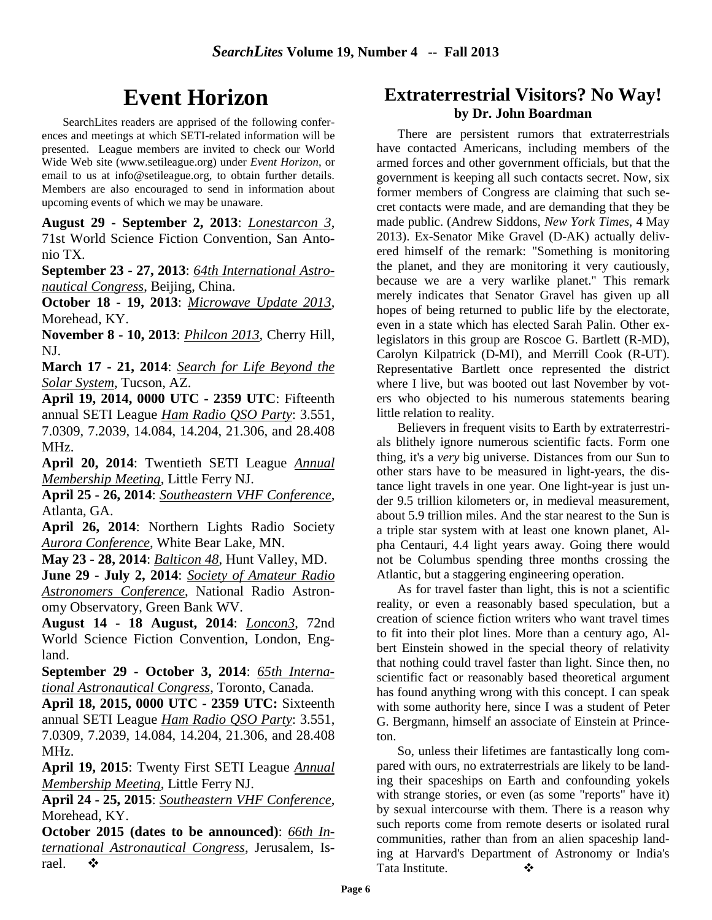# Event Horizon

SearchLites readers are apprised of the following conferences and meetings at which SETI-related information will be presented. League members are invited to check our World Wide Web site (www.setileague.org) under *Event Horizon*, or email to us at info@setileague.org, to obtain further details. Members are also encouraged to send in information about upcoming events of which we may be unaware.

**August 29 - September 2, 2013**: *Lonestarcon 3*, 71st World Science Fiction Convention, San Antonio TX.

**September 23 - 27, 2013**: *64th International Astronautical Congress*, Beijing, China.

**October 18 - 19, 2013**: *Microwave Update 2013*, Morehead, KY.

**November 8 - 10, 2013**: *Philcon 2013*, Cherry Hill, NJ.

**March 17 - 21, 2014**: *Search for Life Beyond the Solar System*, Tucson, AZ.

**April 19, 2014, 0000 UTC - 2359 UTC**: Fifteenth annual SETI League *Ham Radio QSO Party*: 3.551, 7.0309, 7.2039, 14.084, 14.204, 21.306, and 28.408 MHz.

**April 20, 2014**: Twentieth SETI League *Annual Membership Meeting*, Little Ferry NJ.

**April 25 - 26, 2014**: *Southeastern VHF Conference*, Atlanta, GA.

**April 26, 2014**: Northern Lights Radio Society *Aurora Conference*, White Bear Lake, MN.

**May 23 - 28, 2014**: *Balticon 48*, Hunt Valley, MD.

**June 29 - July 2, 2014**: *Society of Amateur Radio Astronomers Conference*, National Radio Astronomy Observatory, Green Bank WV.

**August 14 - 18 August, 2014**: *Loncon3*, 72nd World Science Fiction Convention, London, England.

**September 29 - October 3, 2014**: *65th International Astronautical Congress*, Toronto, Canada.

**April 18, 2015, 0000 UTC - 2359 UTC:** Sixteenth annual SETI League *Ham Radio QSO Party*: 3.551, 7.0309, 7.2039, 14.084, 14.204, 21.306, and 28.408 MHz.

**April 19, 2015**: Twenty First SETI League *Annual Membership Meeting*, Little Ferry NJ.

**April 24 - 25, 2015**: *Southeastern VHF Conference*, Morehead, KY.

**October 2015 (dates to be announced)**: *66th International Astronautical Congress*, Jerusalem, Israel. ❖

# Extraterrestrial Visitors? No Way!

**by Dr. John Boardman**

There are persistent rumors that extraterrestrials have contacted Americans, including members of the armed forces and other government officials, but that the government is keeping all such contacts secret. Now, six former members of Congress are claiming that such secret contacts were made, and are demanding that they be made public. (Andrew Siddons, *New York Times*, 4 May 2013). Ex-Senator Mike Gravel (D-AK) actually delivered himself of the remark: "Something is monitoring the planet, and they are monitoring it very cautiously, because we are a very warlike planet." This remark merely indicates that Senator Gravel has given up all hopes of being returned to public life by the electorate, even in a state which has elected Sarah Palin. Other ex-legislators in this group are Roscoe G. Bartlett (R-MD), Carolyn Kilpatrick (D-MI), and Merrill Cook (R-UT). Representative Bartlett once represented the district where I live, but was booted out last November by voters who objected to his numerous statements bearing little relation to reality.

Believers in frequent visits to Earth by extraterrestrials blithely ignore numerous scientific facts. Form one thing, it's a *very* big universe. Distances from our Sun to other stars have to be measured in light-years, the distance light travels in one year. One light-year is just under 9.5 trillion kilometers or, in medieval measurement, about 5.9 trillion miles. And the star nearest to the Sun is a triple star system with at least one known planet, Alpha Centauri, 4.4 light years away. Going there would not be Columbus spending three months crossing the Atlantic, but a staggering engineering operation.

As for travel faster than light, this is not a scientific reality, or even a reasonably based speculation, but a creation of science fiction writers who want travel times to fit into their plot lines. More than a century ago, Albert Einstein showed in the special theory of relativity that nothing could travel faster than light. Since then, no scientific fact or reasonably based theoretical argument has found anything wrong with this concept. I can speak with some authority here, since I was a student of Peter G. Bergmann, himself an associate of Einstein at Princeton.

So, unless their lifetimes are fantastically long compared with ours, no extraterrestrials are likely to be landing their spaceships on Earth and confounding yokels with strange stories, or even (as some "reports" have it) by sexual intercourse with them. There is a reason why such reports come from remote deserts or isolated rural communities, rather than from an alien spaceship landing at Harvard's Department of Astronomy or India's Tata Institute. ❖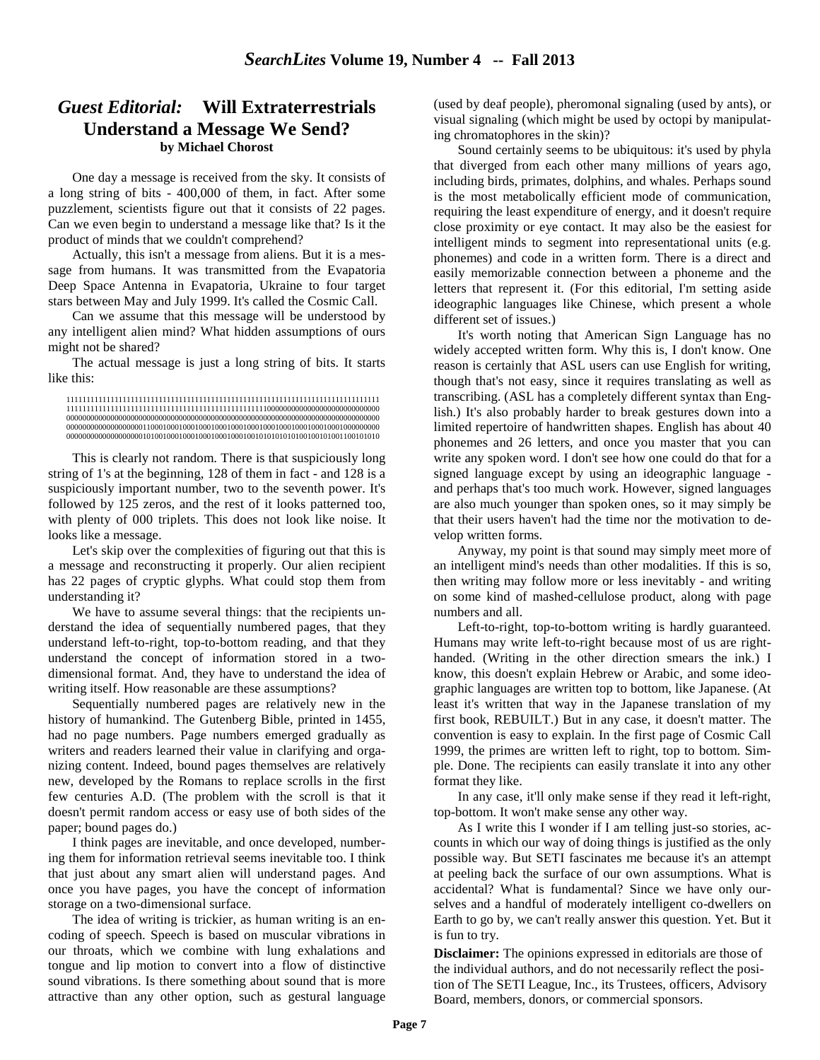## *Guest Editorial:* Will Extraterrestrials Understand a Message We Send?

**by Michael Chorost**

One day a message is received from the sky. It consists of a long string of bits - 400,000 of them, in fact. After some puzzlement, scientists figure out that it consists of 22 pages. Can we even begin to understand a message like that? Is it the product of minds that we couldn't comprehend?

Actually, this isn't a message from aliens. But it is a message from humans. It was transmitted from the Evapatoria Deep Space Antenna in Evapatoria, Ukraine to four target stars between May and July 1999. It's called the Cosmic Call.

Can we assume that this message will be understood by any intelligent alien mind? What hidden assumptions of ours might not be shared?

The actual message is just a long string of bits. It starts like this:

```
111111111111111111111111111111111111111111111111111111111111111111111111111111
111111111111111111111111111111111111111111111111110000000000000000000000000000
000000000000000000000000000000000000000000000000000000000000000000000000000000
000000000000000000011000100010001000100010001000100010001000100010001000000000
000000000000000000010100100010001000100010001000100010010101010100100101001001100101010
```

This is clearly not random. There is that suspiciously long string of 1's at the beginning, 128 of them in fact - and 128 is a suspiciously important number, two to the seventh power. It's followed by 125 zeros, and the rest of it looks patterned too, with plenty of 000 triplets. This does not look like noise. It looks like a message.

Let's skip over the complexities of figuring out that this is a message and reconstructing it properly. Our alien recipient has 22 pages of cryptic glyphs. What could stop them from understanding it?

We have to assume several things: that the recipients understand the idea of sequentially numbered pages, that they understand left-to-right, top-to-bottom reading, and that they understand the concept of information stored in a two-dimensional format. And, they have to understand the idea of writing itself. How reasonable are these assumptions?

Sequentially numbered pages are relatively new in the history of humankind. The Gutenberg Bible, printed in 1455, had no page numbers. Page numbers emerged gradually as writers and readers learned their value in clarifying and organizing content. Indeed, bound pages themselves are relatively new, developed by the Romans to replace scrolls in the first few centuries A.D. (The problem with the scroll is that it doesn't permit random access or easy use of both sides of the paper; bound pages do.)

I think pages are inevitable, and once developed, numbering them for information retrieval seems inevitable too. I think that just about any smart alien will understand pages. And once you have pages, you have the concept of information storage on a two-dimensional surface.

The idea of writing is trickier, as human writing is an encoding of speech. Speech is based on muscular vibrations in our throats, which we combine with lung exhalations and tongue and lip motion to convert into a flow of distinctive sound vibrations. Is there something about sound that is more attractive than any other option, such as gestural language (used by deaf people), pheromonal signaling (used by ants), or visual signaling (which might be used by octopi by manipulating chromatophores in the skin)?

Sound certainly seems to be ubiquitous: it's used by phyla that diverged from each other many millions of years ago, including birds, primates, dolphins, and whales. Perhaps sound is the most metabolically efficient mode of communication, requiring the least expenditure of energy, and it doesn't require close proximity or eye contact. It may also be the easiest for intelligent minds to segment into representational units (e.g. phonemes) and code in a written form. There is a direct and easily memorizable connection between a phoneme and the letters that represent it. (For this editorial, I'm setting aside ideographic languages like Chinese, which present a whole different set of issues.)

It's worth noting that American Sign Language has no widely accepted written form. Why this is, I don't know. One reason is certainly that ASL users can use English for writing, though that's not easy, since it requires translating as well as transcribing. (ASL has a completely different syntax than English.) It's also probably harder to break gestures down into a limited repertoire of handwritten shapes. English has about 40 phonemes and 26 letters, and once you master that you can write any spoken word. I don't see how one could do that for a signed language except by using an ideographic language - and perhaps that's too much work. However, signed languages are also much younger than spoken ones, so it may simply be that their users haven't had the time nor the motivation to develop written forms.

Anyway, my point is that sound may simply meet more of an intelligent mind's needs than other modalities. If this is so, then writing may follow more or less inevitably - and writing on some kind of mashed-cellulose product, along with page numbers and all.

Left-to-right, top-to-bottom writing is hardly guaranteed. Humans may write left-to-right because most of us are right-handed. (Writing in the other direction smears the ink.) I know, this doesn't explain Hebrew or Arabic, and some ideographic languages are written top to bottom, like Japanese. (At least it's written that way in the Japanese translation of my first book, REBUILT.) But in any case, it doesn't matter. The convention is easy to explain. In the first page of Cosmic Call 1999, the primes are written left to right, top to bottom. Simple. Done. The recipients can easily translate it into any other format they like.

In any case, it'll only make sense if they read it left-right, top-bottom. It won't make sense any other way.

As I write this I wonder if I am telling just-so stories, accounts in which our way of doing things is justified as the only possible way. But SETI fascinates me because it's an attempt at peeling back the surface of our own assumptions. What is accidental? What is fundamental? Since we have only ourselves and a handful of moderately intelligent co-dwellers on Earth to go by, we can't really answer this question. Yet. But it is fun to try.

**Disclaimer:** The opinions expressed in editorials are those of the individual authors, and do not necessarily reflect the position of The SETI League, Inc., its Trustees, officers, Advisory Board, members, donors, or commercial sponsors.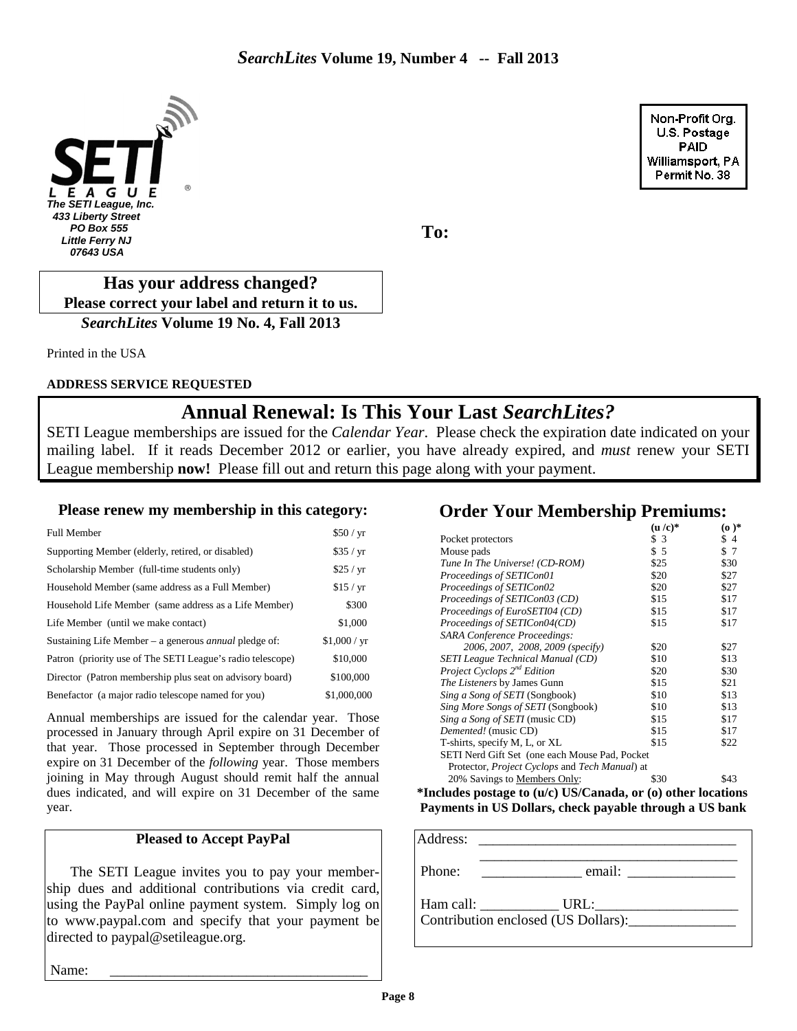*SearchLites* **Volume 19, Number 4 -- Fall 2013**

SETI LEAGUE®

*The SETI League, Inc.*
*433 Liberty Street*
*PO Box 555*
*Little Ferry NJ*
*07643 USA*

Non-Profit Org.
U.S. Postage
PAID
Williamsport, PA
Permit No. 38

**To:**

**Has your address changed?**
**Please correct your label and return it to us.**
***SearchLites* Volume 19 No. 4, Fall 2013**

Printed in the USA

**ADDRESS SERVICE REQUESTED**

## Annual Renewal: Is This Your Last *SearchLites?*

SETI League memberships are issued for the *Calendar Year*. Please check the expiration date indicated on your mailing label. If it reads December 2012 or earlier, you have already expired, and *must* renew your SETI League membership **now!** Please fill out and return this page along with your payment.

### Please renew my membership in this category:

| | |
|---|---|
| Full Member | $50 / yr |
| Supporting Member (elderly, retired, or disabled) | $35 / yr |
| Scholarship Member (full-time students only) | $25 / yr |
| Household Member (same address as a Full Member) | $15 / yr |
| Household Life Member (same address as a Life Member) | $300 |
| Life Member (until we make contact) | $1,000 |
| Sustaining Life Member – a generous *annual* pledge of: | $1,000 / yr |
| Patron (priority use of The SETI League's radio telescope) | $10,000 |
| Director (Patron membership plus seat on advisory board) | $100,000 |
| Benefactor (a major radio telescope named for you) | $1,000,000 |

Annual memberships are issued for the calendar year. Those processed in January through April expire on 31 December of that year. Those processed in September through December expire on 31 December of the *following* year. Those members joining in May through August should remit half the annual dues indicated, and will expire on 31 December of the same year.

**Pleased to Accept PayPal**

The SETI League invites you to pay your membership dues and additional contributions via credit card, using the PayPal online payment system. Simply log on to www.paypal.com and specify that your payment be directed to paypal@setileague.org.

Name: ___________________________________

## Order Your Membership Premiums:

| | (u /c)* | (o )* |
|---|---|---|
| Pocket protectors | $ 3 | $ 4 |
| Mouse pads | $ 5 | $ 7 |
| *Tune In The Universe! (CD-ROM)* | $25 | $30 |
| *Proceedings of SETICon01* | $20 | $27 |
| *Proceedings of SETICon02* | $20 | $27 |
| *Proceedings of SETICon03 (CD)* | $15 | $17 |
| *Proceedings of EuroSETI04 (CD)* | $15 | $17 |
| *Proceedings of SETICon04(CD)* | $15 | $17 |
| *SARA Conference Proceedings: 2006, 2007, 2008, 2009 (specify)* | $20 | $27 |
| *SETI League Technical Manual (CD)* | $10 | $13 |
| *Project Cyclops 2nd Edition* | $20 | $30 |
| *The Listeners* by James Gunn | $15 | $21 |
| *Sing a Song of SETI* (Songbook) | $10 | $13 |
| *Sing More Songs of SETI* (Songbook) | $10 | $13 |
| *Sing a Song of SETI* (music CD) | $15 | $17 |
| *Demented!* (music CD) | $15 | $17 |
| T-shirts, specify M, L, or XL | $15 | $22 |
| SETI Nerd Gift Set (one each Mouse Pad, Pocket Protector, *Project Cyclops* and *Tech Manual*) at 20% Savings to Members Only: | $30 | $43 |

**\*Includes postage to (u/c) US/Canada, or (o) other locations**
**Payments in US Dollars, check payable through a US bank**

Address: ___________________________________
___________________________________

Phone: ______________ email: _______________

Ham call: ___________ URL:____________________
Contribution enclosed (US Dollars):_______________